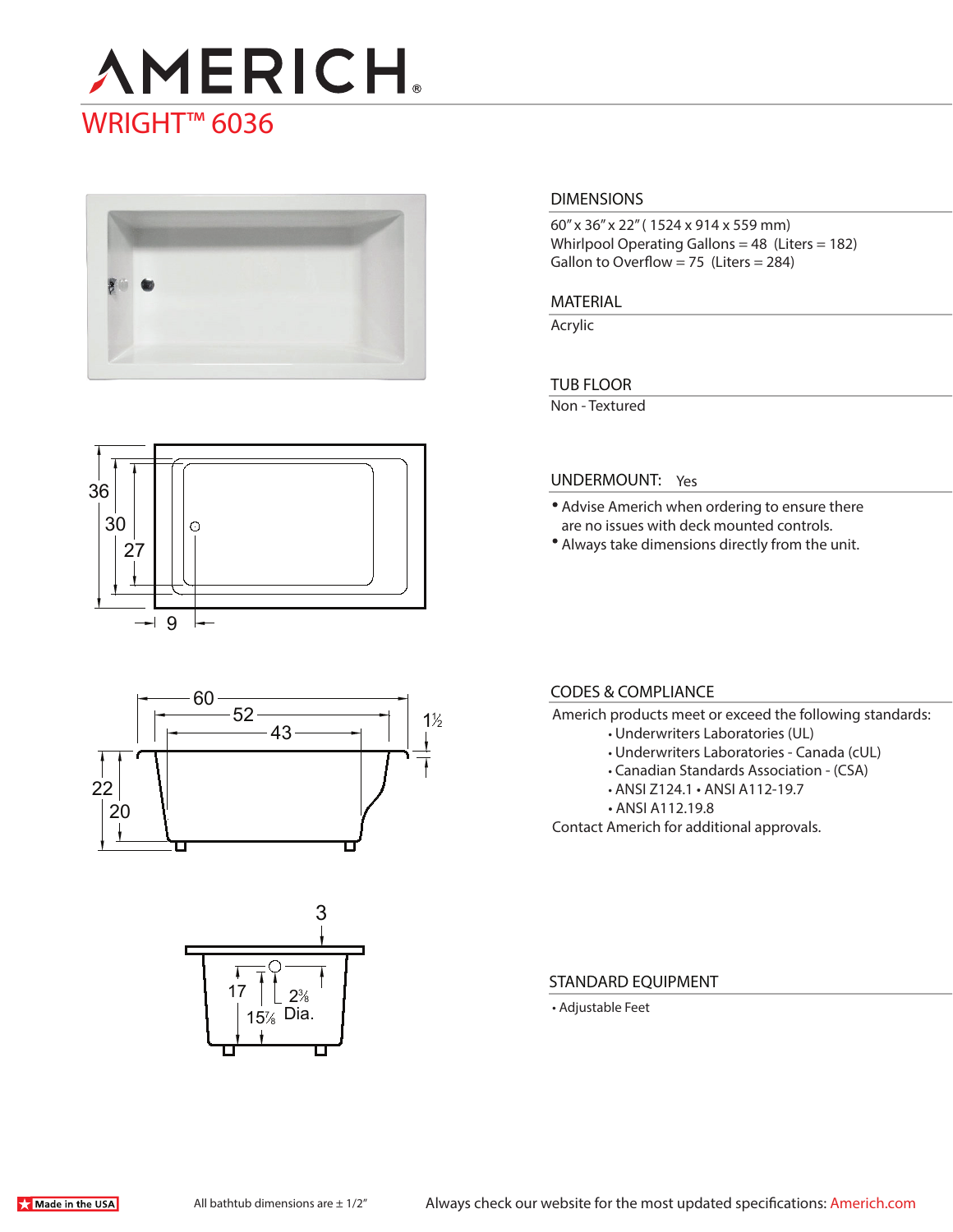# AMERICH

## WRIGHT™ 6036

### DIMENSIONS

60″ x 36″ x 22″ ( 1524 x 914 x 559 mm)
Whirlpool Operating Gallons = 48 (Liters = 182)
Gallon to Overflow = 75 (Liters = 284)

### MATERIAL

Acrylic

### TUB FLOOR

Non - Textured

### UNDERMOUNT: Yes

- Advise Americh when ordering to ensure there are no issues with deck mounted controls.
- Always take dimensions directly from the unit.

### CODES & COMPLIANCE

Americh products meet or exceed the following standards:

- Underwriters Laboratories (UL)
- Underwriters Laboratories - Canada (cUL)
- Canadian Standards Association - (CSA)
- ANSI Z124.1 • ANSI A112-19.7
- ANSI A112.19.8

Contact Americh for additional approvals.

### STANDARD EQUIPMENT

- Adjustable Feet

Made in the USA

All bathtub dimensions are ± 1/2″

Always check our website for the most updated specifications: Americh.com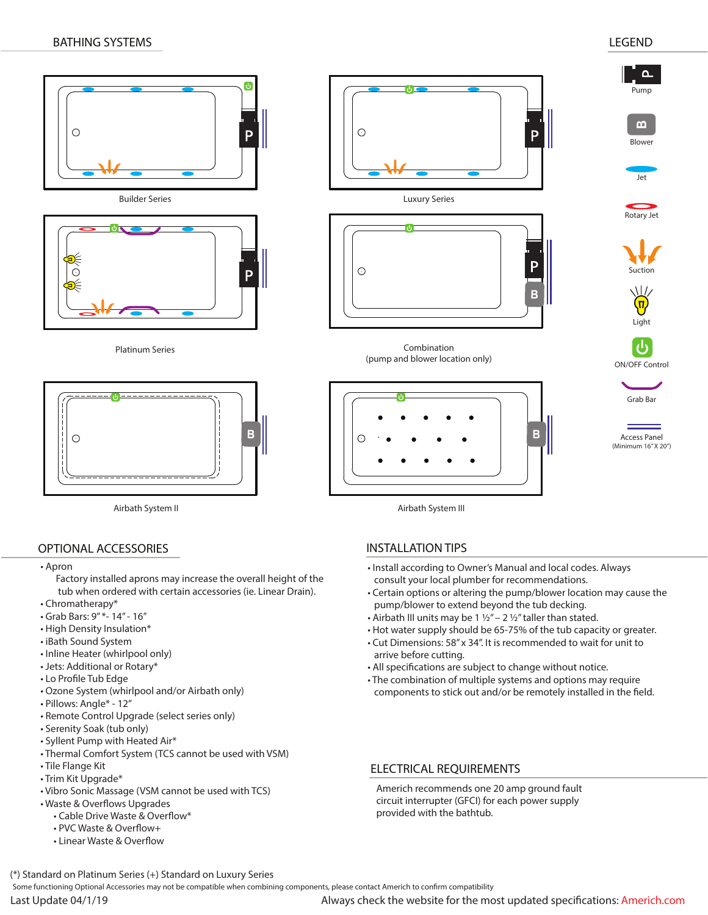## BATHING SYSTEMS

Builder Series

Luxury Series

Platinum Series

Combination
(pump and blower location only)

Airbath System II

Airbath System III

## LEGEND

Pump

Blower

Jet

Rotary Jet

Suction

Light

ON/OFF Control

Grab Bar

Access Panel
(Minimum 16" X 20")

## OPTIONAL ACCESSORIES

- Apron
  Factory installed aprons may increase the overall height of the tub when ordered with certain accessories (ie. Linear Drain).
- Chromatherapy*
- Grab Bars: 9"*- 14" - 16"
- High Density Insulation*
- iBath Sound System
- Inline Heater (whirlpool only)
- Jets: Additional or Rotary*
- Lo Profile Tub Edge
- Ozone System (whirlpool and/or Airbath only)
- Pillows: Angle* - 12"
- Remote Control Upgrade (select series only)
- Serenity Soak (tub only)
- Syllent Pump with Heated Air*
- Thermal Comfort System (TCS cannot be used with VSM)
- Tile Flange Kit
- Trim Kit Upgrade*
- Vibro Sonic Massage (VSM cannot be used with TCS)
- Waste & Overflows Upgrades
  - Cable Drive Waste & Overflow*
  - PVC Waste & Overflow+
  - Linear Waste & Overflow

## INSTALLATION TIPS

- Install according to Owner's Manual and local codes. Always consult your local plumber for recommendations.
- Certain options or altering the pump/blower location may cause the pump/blower to extend beyond the tub decking.
- Airbath III units may be 1 ½" – 2 ½" taller than stated.
- Hot water supply should be 65-75% of the tub capacity or greater.
- Cut Dimensions: 58" x 34". It is recommended to wait for unit to arrive before cutting.
- All specifications are subject to change without notice.
- The combination of multiple systems and options may require components to stick out and/or be remotely installed in the field.

## ELECTRICAL REQUIREMENTS

Americh recommends one 20 amp ground fault circuit interrupter (GFCI) for each power supply provided with the bathtub.

(*) Standard on Platinum Series (+) Standard on Luxury Series

Some functioning Optional Accessories may not be compatible when combining components, please contact Americh to confirm compatibility

Last Update 04/1/19

Always check the website for the most updated specifications: Americh.com